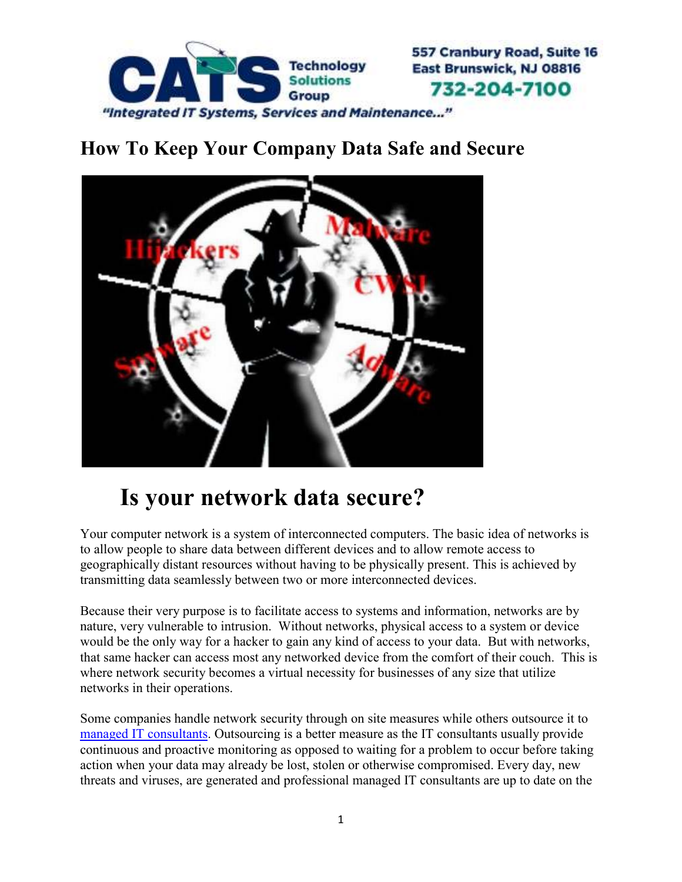# How To Keep Your Company Data Safe and Secure

## Is your network data secure?

Your computer network is a system of interconnected computers. The basic idea of networks is to allow people to share data between different devices and to allow remote access to geographically distant resources without having to be physically present. This is achieved by transmitting data seamlessly between two or more interconnected devices.

Because their very purpose is to facilitate access to systems and information, networks are by nature, very vulnerable to intrusion. Without networks, physical access to a system or device would be the only way for a hacker to gain any kind of access to your data. But with networks, that same hacker can access most any networked device from the comfort of their couch. This is where network security becomes a virtual necessity for businesses of any size that utilize networks in their operations.

Some companies handle network security through on site measures while others outsource it to managed IT consultants. Outsourcing is a better measure as the IT consultants usually provide continuous and proactive monitoring as opposed to waiting for a problem to occur before taking action when your data may already be lost, stolen or otherwise compromised. Every day, new threats and viruses, are generated and professional managed IT consultants are up to date on the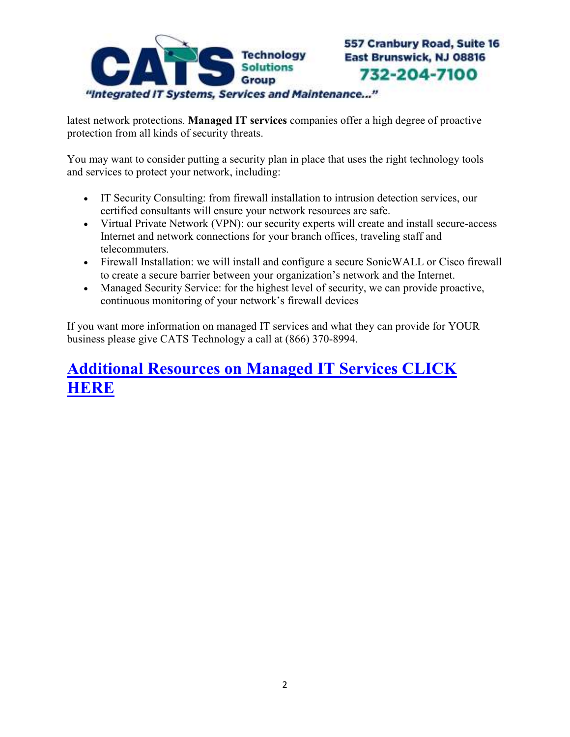latest network protections. **Managed IT services** companies offer a high degree of proactive protection from all kinds of security threats.

You may want to consider putting a security plan in place that uses the right technology tools and services to protect your network, including:

- IT Security Consulting: from firewall installation to intrusion detection services, our certified consultants will ensure your network resources are safe.
- Virtual Private Network (VPN): our security experts will create and install secure-access Internet and network connections for your branch offices, traveling staff and telecommuters.
- Firewall Installation: we will install and configure a secure SonicWALL or Cisco firewall to create a secure barrier between your organization's network and the Internet.
- Managed Security Service: for the highest level of security, we can provide proactive, continuous monitoring of your network's firewall devices

If you want more information on managed IT services and what they can provide for YOUR business please give CATS Technology a call at (866) 370-8994.

## Additional Resources on Managed IT Services CLICK HERE